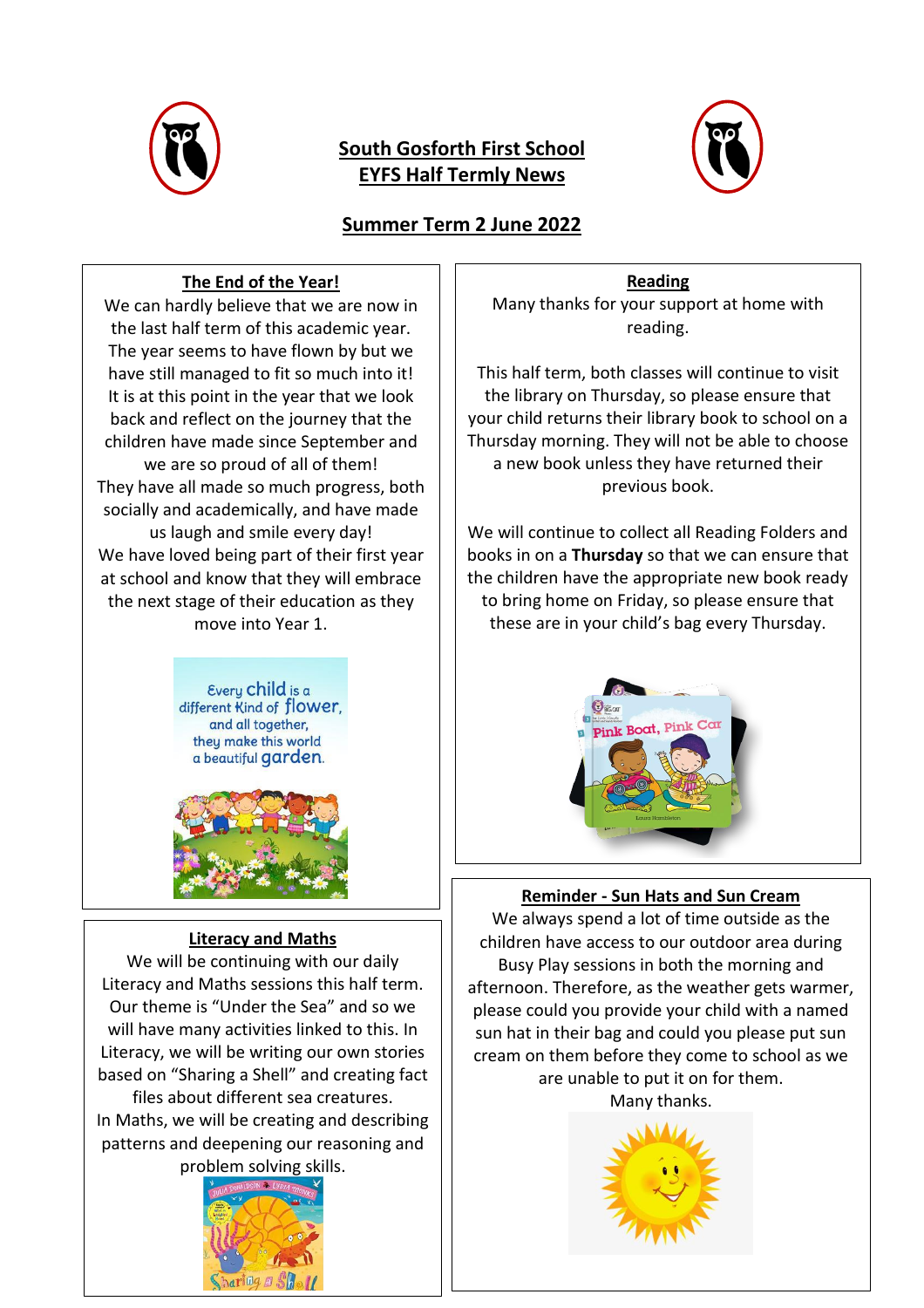# South Gosforth First School
## EYFS Half Termly News

## Summer Term 2 June 2022

### The End of the Year!

We can hardly believe that we are now in the last half term of this academic year. The year seems to have flown by but we have still managed to fit so much into it! It is at this point in the year that we look back and reflect on the journey that the children have made since September and we are so proud of all of them! They have all made so much progress, both socially and academically, and have made us laugh and smile every day! We have loved being part of their first year at school and know that they will embrace the next stage of their education as they move into Year 1.

Every child is a different kind of flower, and all together, they make this world a beautiful garden.

### Literacy and Maths

We will be continuing with our daily Literacy and Maths sessions this half term. Our theme is "Under the Sea" and so we will have many activities linked to this. In Literacy, we will be writing our own stories based on "Sharing a Shell" and creating fact files about different sea creatures.
In Maths, we will be creating and describing patterns and deepening our reasoning and problem solving skills.

### Reading

Many thanks for your support at home with reading.

This half term, both classes will continue to visit the library on Thursday, so please ensure that your child returns their library book to school on a Thursday morning. They will not be able to choose a new book unless they have returned their previous book.

We will continue to collect all Reading Folders and books in on a **Thursday** so that we can ensure that the children have the appropriate new book ready to bring home on Friday, so please ensure that these are in your child's bag every Thursday.

### Reminder - Sun Hats and Sun Cream

We always spend a lot of time outside as the children have access to our outdoor area during Busy Play sessions in both the morning and afternoon. Therefore, as the weather gets warmer, please could you provide your child with a named sun hat in their bag and could you please put sun cream on them before they come to school as we are unable to put it on for them.
Many thanks.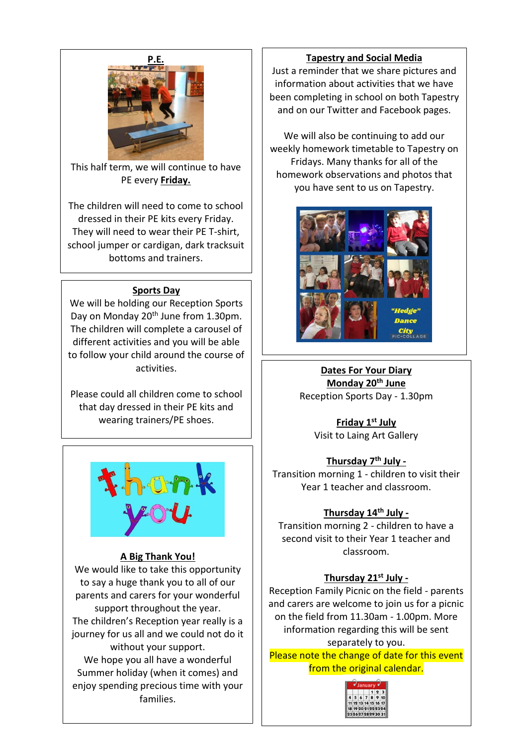## P.E.

This half term, we will continue to have PE every **Friday.**

The children will need to come to school dressed in their PE kits every Friday. They will need to wear their PE T-shirt, school jumper or cardigan, dark tracksuit bottoms and trainers.

## Sports Day

We will be holding our Reception Sports Day on Monday 20th June from 1.30pm. The children will complete a carousel of different activities and you will be able to follow your child around the course of activities.

Please could all children come to school that day dressed in their PE kits and wearing trainers/PE shoes.

## A Big Thank You!

We would like to take this opportunity to say a huge thank you to all of our parents and carers for your wonderful support throughout the year.
The children's Reception year really is a journey for us all and we could not do it without your support.
We hope you all have a wonderful Summer holiday (when it comes) and enjoy spending precious time with your families.

## Tapestry and Social Media

Just a reminder that we share pictures and information about activities that we have been completing in school on both Tapestry and on our Twitter and Facebook pages.

We will also be continuing to add our weekly homework timetable to Tapestry on Fridays. Many thanks for all of the homework observations and photos that you have sent to us on Tapestry.

## Dates For Your Diary

**Monday 20th June**
Reception Sports Day - 1.30pm

**Friday 1st July**
Visit to Laing Art Gallery

**Thursday 7th July -**
Transition morning 1 - children to visit their Year 1 teacher and classroom.

**Thursday 14th July -**
Transition morning 2 - children to have a second visit to their Year 1 teacher and classroom.

**Thursday 21st July -**
Reception Family Picnic on the field - parents and carers are welcome to join us for a picnic on the field from 11.30am - 1.00pm. More information regarding this will be sent separately to you.
Please note the change of date for this event from the original calendar.